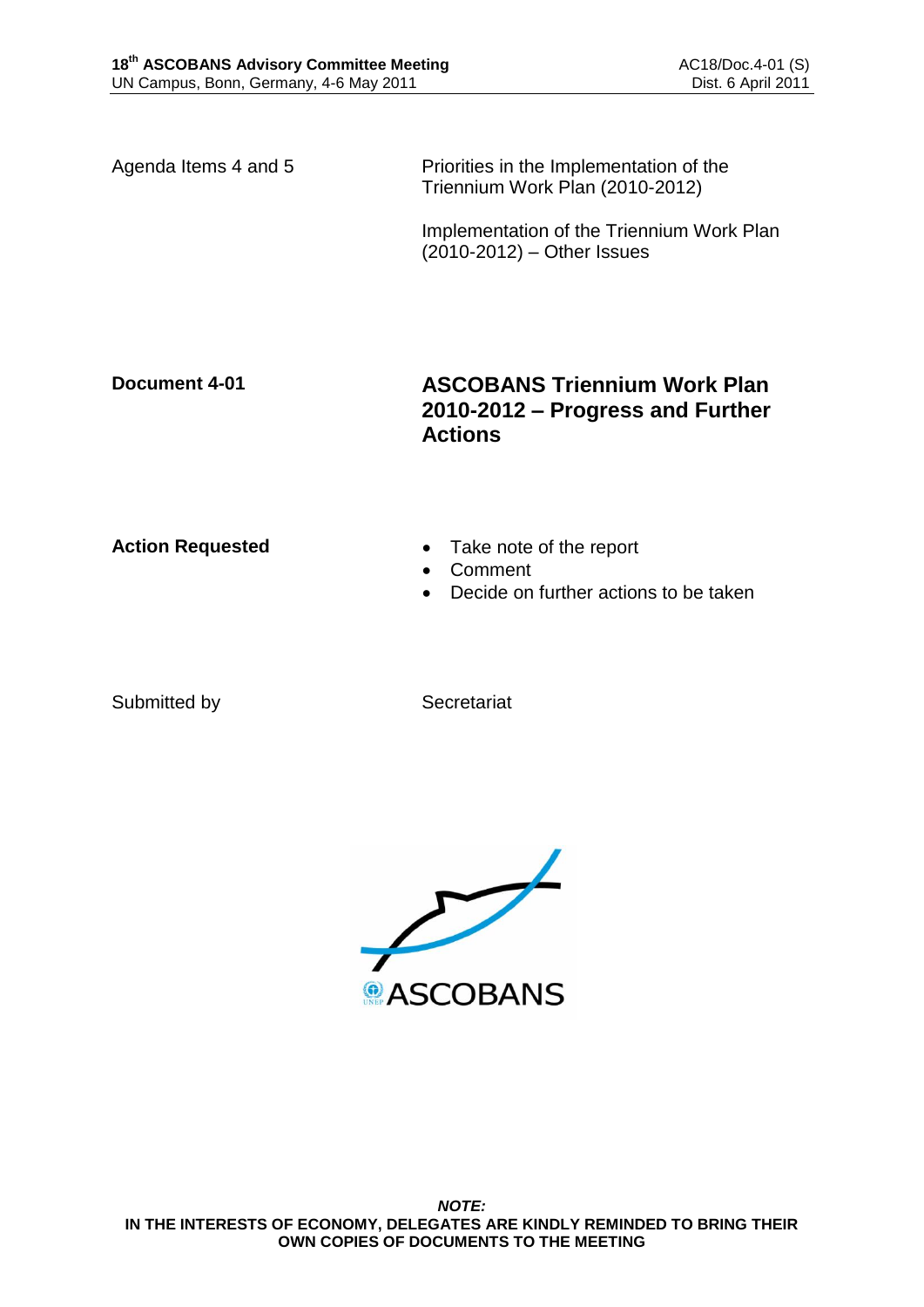Agenda Items 4 and 5

Priorities in the Implementation of the Triennium Work Plan (2010-2012)

Implementation of the Triennium Work Plan (2010-2012) – Other Issues

**Document 4-01**

# ASCOBANS Triennium Work Plan 2010-2012 – Progress and Further Actions

**Action Requested**

- Take note of the report
- Comment
- Decide on further actions to be taken

Submitted by

Secretariat

***NOTE:***

**IN THE INTERESTS OF ECONOMY, DELEGATES ARE KINDLY REMINDED TO BRING THEIR OWN COPIES OF DOCUMENTS TO THE MEETING**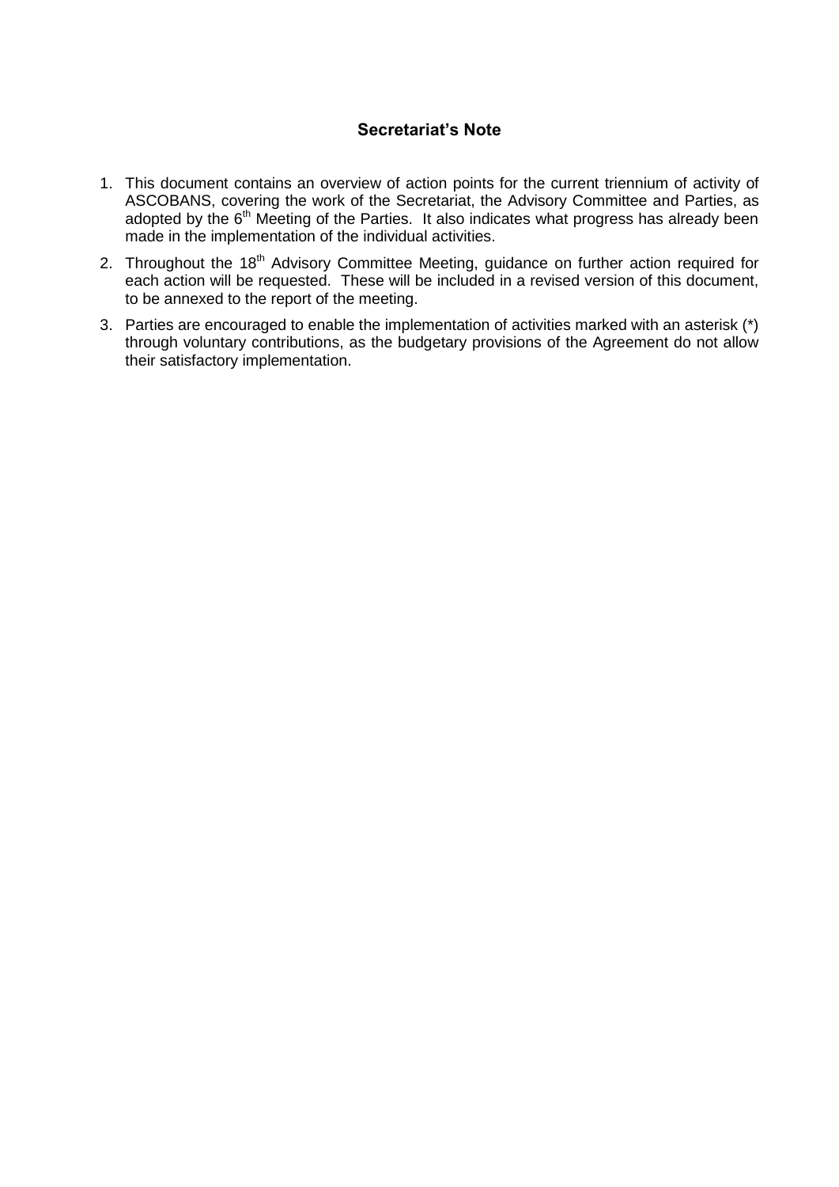## Secretariat's Note

1. This document contains an overview of action points for the current triennium of activity of ASCOBANS, covering the work of the Secretariat, the Advisory Committee and Parties, as adopted by the 6th Meeting of the Parties. It also indicates what progress has already been made in the implementation of the individual activities.
2. Throughout the 18th Advisory Committee Meeting, guidance on further action required for each action will be requested. These will be included in a revised version of this document, to be annexed to the report of the meeting.
3. Parties are encouraged to enable the implementation of activities marked with an asterisk (*) through voluntary contributions, as the budgetary provisions of the Agreement do not allow their satisfactory implementation.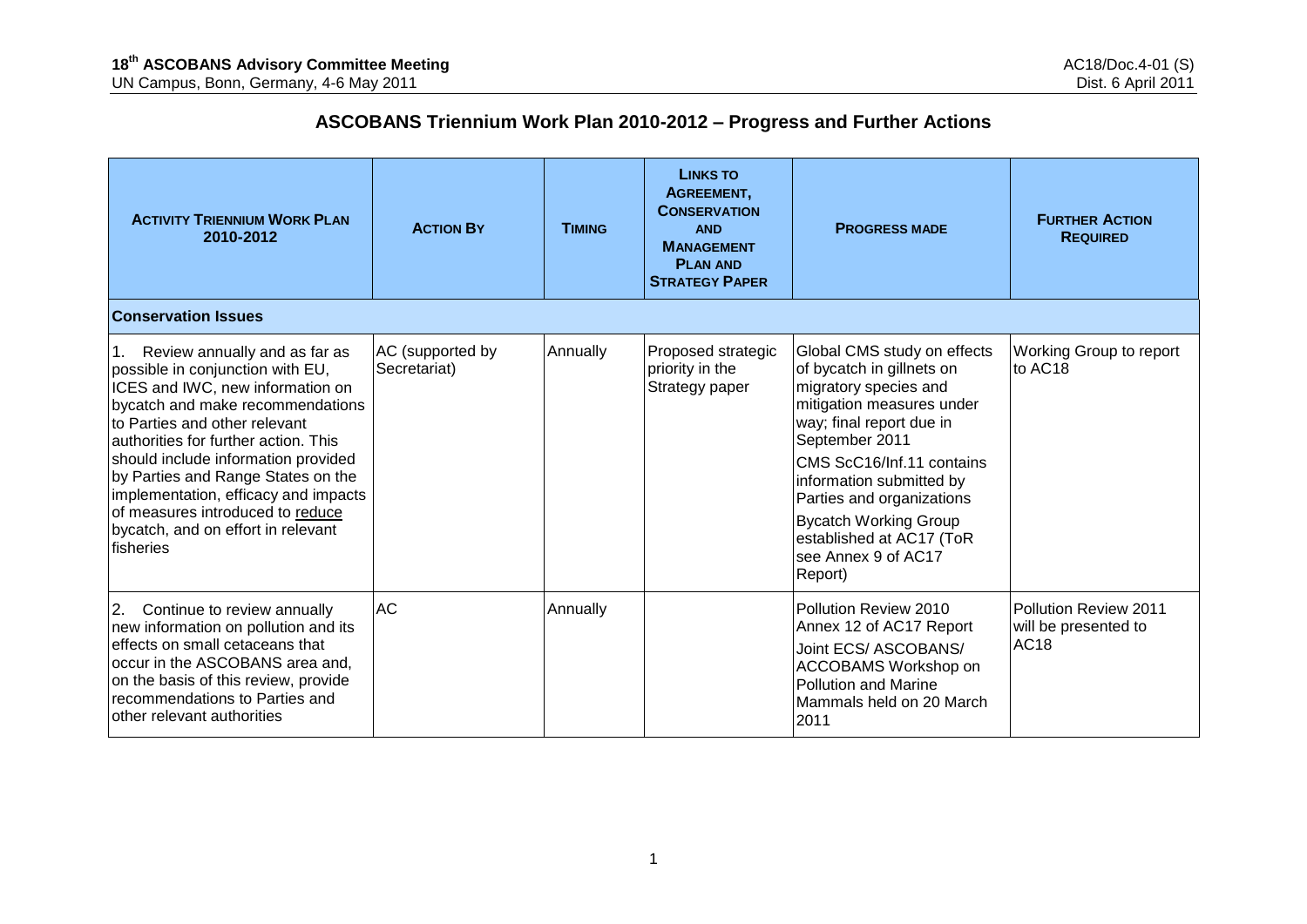## ASCOBANS Triennium Work Plan 2010-2012 – Progress and Further Actions

| ACTIVITY TRIENNIUM WORK PLAN 2010-2012 | ACTION BY | TIMING | LINKS TO AGREEMENT, CONSERVATION AND MANAGEMENT PLAN AND STRATEGY PAPER | PROGRESS MADE | FURTHER ACTION REQUIRED |
|---|---|---|---|---|---|
| **Conservation Issues** | | | | | |
| 1. Review annually and as far as possible in conjunction with EU, ICES and IWC, new information on bycatch and make recommendations to Parties and other relevant authorities for further action. This should include information provided by Parties and Range States on the implementation, efficacy and impacts of measures introduced to <u>reduce</u> bycatch, and on effort in relevant fisheries | AC (supported by Secretariat) | Annually | Proposed strategic priority in the Strategy paper | Global CMS study on effects of bycatch in gillnets on migratory species and mitigation measures under way; final report due in September 2011<br>CMS ScC16/Inf.11 contains information submitted by Parties and organizations<br>Bycatch Working Group established at AC17 (ToR see Annex 9 of AC17 Report) | Working Group to report to AC18 |
| 2. Continue to review annually new information on pollution and its effects on small cetaceans that occur in the ASCOBANS area and, on the basis of this review, provide recommendations to Parties and other relevant authorities | AC | Annually | | Pollution Review 2010 Annex 12 of AC17 Report<br>Joint ECS/ ASCOBANS/ ACCOBAMS Workshop on Pollution and Marine Mammals held on 20 March 2011 | Pollution Review 2011 will be presented to AC18 |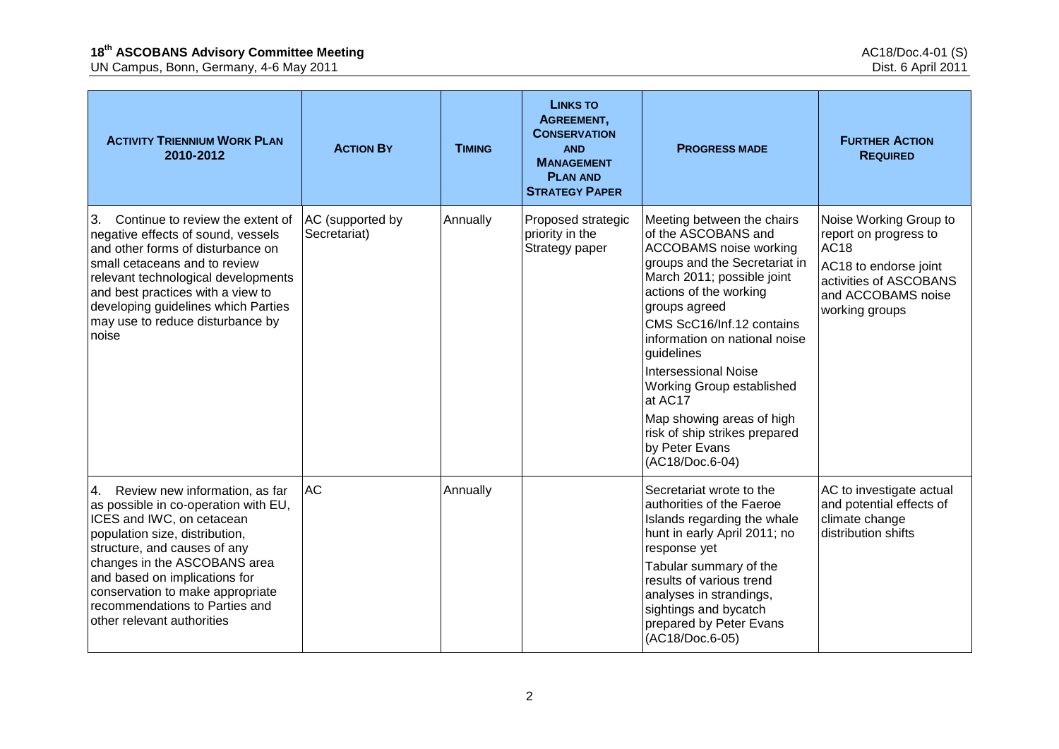| ACTIVITY TRIENNIUM WORK PLAN 2010-2012 | ACTION BY | TIMING | LINKS TO AGREEMENT, CONSERVATION AND MANAGEMENT PLAN AND STRATEGY PAPER | PROGRESS MADE | FURTHER ACTION REQUIRED |
|---|---|---|---|---|---|
| 3. Continue to review the extent of negative effects of sound, vessels and other forms of disturbance on small cetaceans and to review relevant technological developments and best practices with a view to developing guidelines which Parties may use to reduce disturbance by noise | AC (supported by Secretariat) | Annually | Proposed strategic priority in the Strategy paper | Meeting between the chairs of the ASCOBANS and ACCOBAMS noise working groups and the Secretariat in March 2011; possible joint actions of the working groups agreed<br>CMS ScC16/Inf.12 contains information on national noise guidelines<br>Intersessional Noise Working Group established at AC17<br>Map showing areas of high risk of ship strikes prepared by Peter Evans (AC18/Doc.6-04) | Noise Working Group to report on progress to AC18<br>AC18 to endorse joint activities of ASCOBANS and ACCOBAMS noise working groups |
| 4. Review new information, as far as possible in co-operation with EU, ICES and IWC, on cetacean population size, distribution, structure, and causes of any changes in the ASCOBANS area and based on implications for conservation to make appropriate recommendations to Parties and other relevant authorities | AC | Annually | | Secretariat wrote to the authorities of the Faeroe Islands regarding the whale hunt in early April 2011; no response yet<br>Tabular summary of the results of various trend analyses in strandings, sightings and bycatch prepared by Peter Evans (AC18/Doc.6-05) | AC to investigate actual and potential effects of climate change distribution shifts |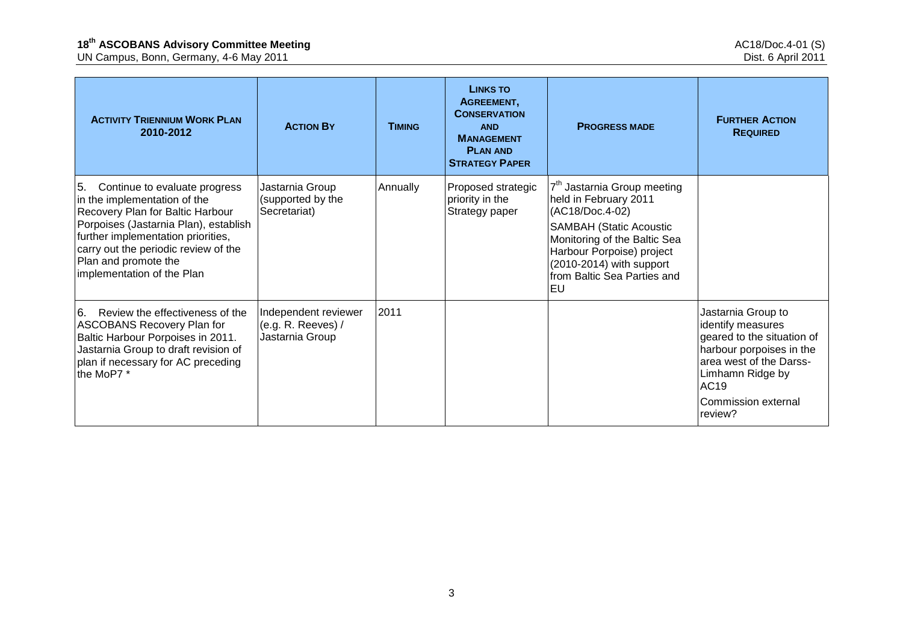| ACTIVITY TRIENNIUM WORK PLAN 2010-2012 | ACTION BY | TIMING | LINKS TO AGREEMENT, CONSERVATION AND MANAGEMENT PLAN AND STRATEGY PAPER | PROGRESS MADE | FURTHER ACTION REQUIRED |
|---|---|---|---|---|---|
| 5. Continue to evaluate progress in the implementation of the Recovery Plan for Baltic Harbour Porpoises (Jastarnia Plan), establish further implementation priorities, carry out the periodic review of the Plan and promote the implementation of the Plan | Jastarnia Group (supported by the Secretariat) | Annually | Proposed strategic priority in the Strategy paper | 7th Jastarnia Group meeting held in February 2011 (AC18/Doc.4-02)<br>SAMBAH (Static Acoustic Monitoring of the Baltic Sea Harbour Porpoise) project (2010-2014) with support from Baltic Sea Parties and EU | |
| 6. Review the effectiveness of the ASCOBANS Recovery Plan for Baltic Harbour Porpoises in 2011. Jastarnia Group to draft revision of plan if necessary for AC preceding the MoP7 * | Independent reviewer (e.g. R. Reeves) / Jastarnia Group | 2011 | | | Jastarnia Group to identify measures geared to the situation of harbour porpoises in the area west of the Darss-Limhamn Ridge by AC19<br>Commission external review? |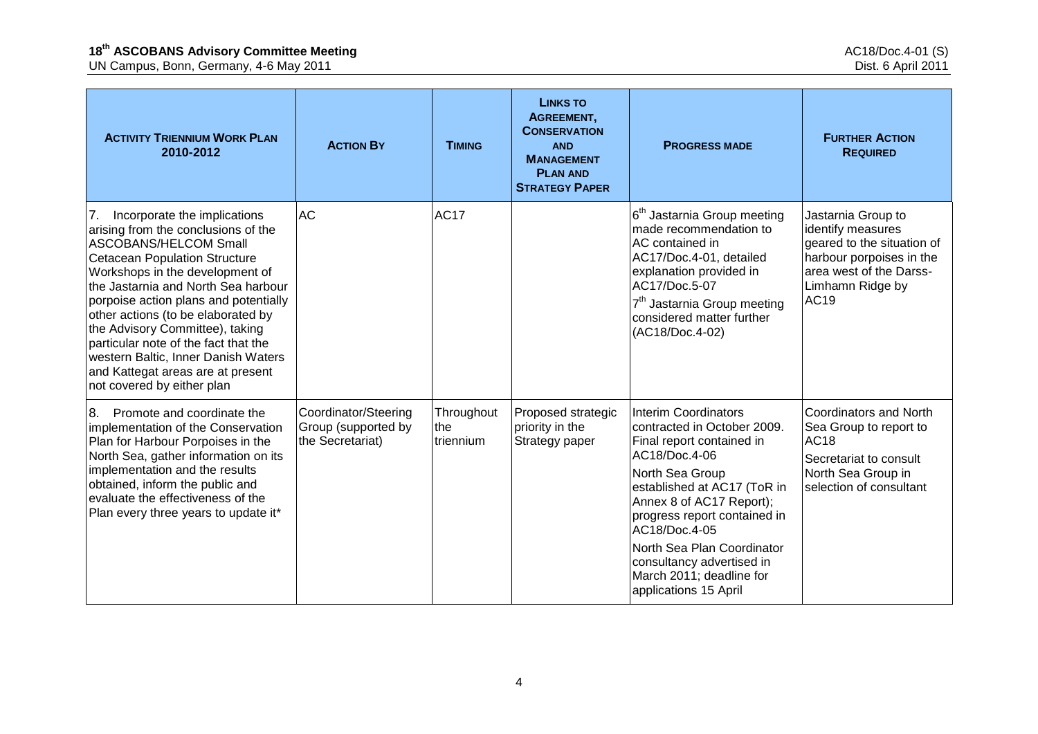| **ACTIVITY TRIENNIUM WORK PLAN 2010-2012** | **ACTION BY** | **TIMING** | **LINKS TO AGREEMENT, CONSERVATION AND MANAGEMENT PLAN AND STRATEGY PAPER** | **PROGRESS MADE** | **FURTHER ACTION REQUIRED** |
|---|---|---|---|---|---|
| 7. Incorporate the implications arising from the conclusions of the ASCOBANS/HELCOM Small Cetacean Population Structure Workshops in the development of the Jastarnia and North Sea harbour porpoise action plans and potentially other actions (to be elaborated by the Advisory Committee), taking particular note of the fact that the western Baltic, Inner Danish Waters and Kattegat areas are at present not covered by either plan | AC | AC17 | | 6th Jastarnia Group meeting made recommendation to AC contained in AC17/Doc.4-01, detailed explanation provided in AC17/Doc.5-07<br>7th Jastarnia Group meeting considered matter further (AC18/Doc.4-02) | Jastarnia Group to identify measures geared to the situation of harbour porpoises in the area west of the Darss-Limhamn Ridge by AC19 |
| 8. Promote and coordinate the implementation of the Conservation Plan for Harbour Porpoises in the North Sea, gather information on its implementation and the results obtained, inform the public and evaluate the effectiveness of the Plan every three years to update it* | Coordinator/Steering Group (supported by the Secretariat) | Throughout the triennium | Proposed strategic priority in the Strategy paper | Interim Coordinators contracted in October 2009. Final report contained in AC18/Doc.4-06<br>North Sea Group established at AC17 (ToR in Annex 8 of AC17 Report); progress report contained in AC18/Doc.4-05<br>North Sea Plan Coordinator consultancy advertised in March 2011; deadline for applications 15 April | Coordinators and North Sea Group to report to AC18<br>Secretariat to consult North Sea Group in selection of consultant |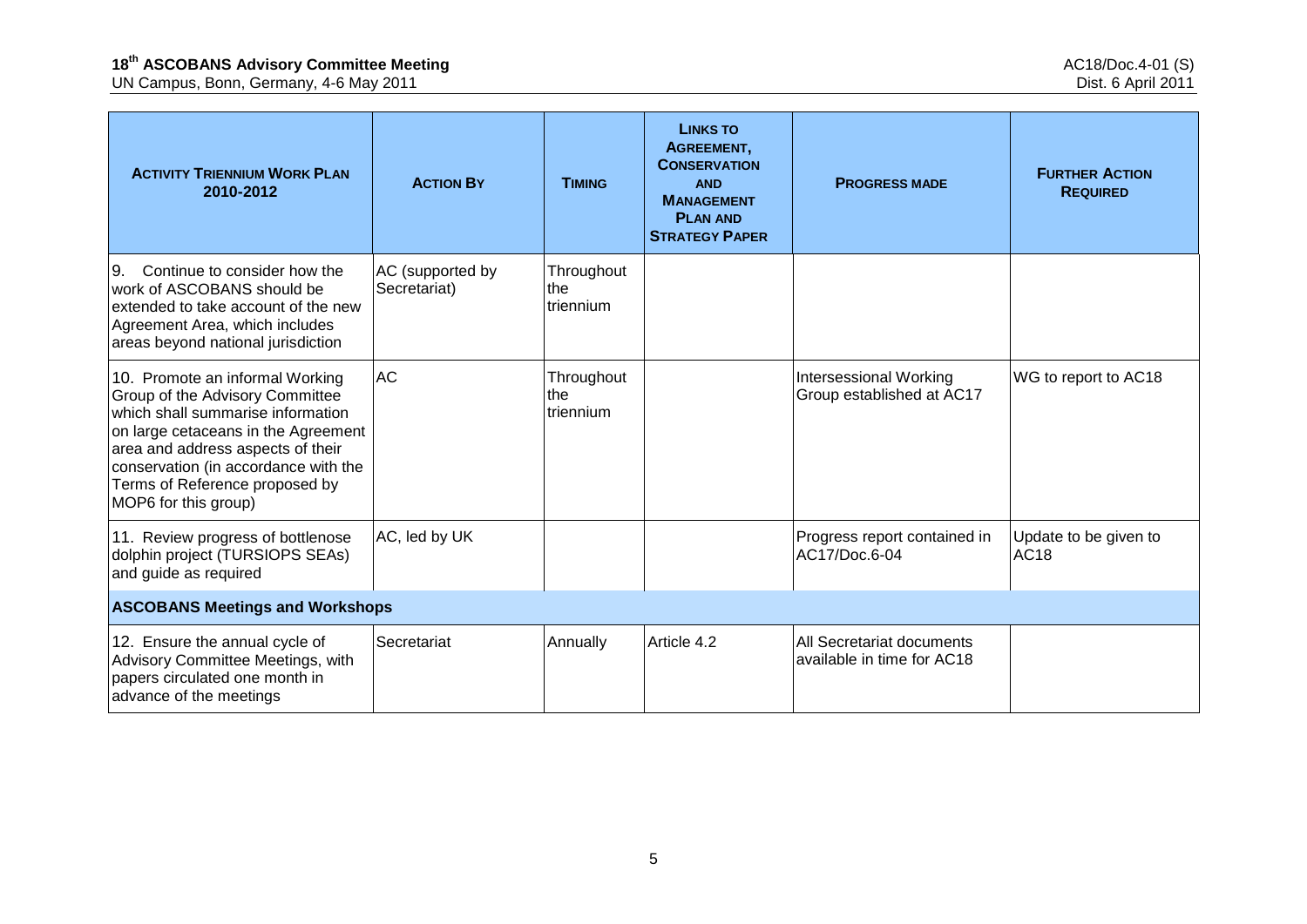| ACTIVITY TRIENNIUM WORK PLAN 2010-2012 | ACTION BY | TIMING | LINKS TO AGREEMENT, CONSERVATION AND MANAGEMENT PLAN AND STRATEGY PAPER | PROGRESS MADE | FURTHER ACTION REQUIRED |
|---|---|---|---|---|---|
| 9. Continue to consider how the work of ASCOBANS should be extended to take account of the new Agreement Area, which includes areas beyond national jurisdiction | AC (supported by Secretariat) | Throughout the triennium | | | |
| 10. Promote an informal Working Group of the Advisory Committee which shall summarise information on large cetaceans in the Agreement area and address aspects of their conservation (in accordance with the Terms of Reference proposed by MOP6 for this group) | AC | Throughout the triennium | | Intersessional Working Group established at AC17 | WG to report to AC18 |
| 11. Review progress of bottlenose dolphin project (TURSIOPS SEAs) and guide as required | AC, led by UK | | | Progress report contained in AC17/Doc.6-04 | Update to be given to AC18 |
| **ASCOBANS Meetings and Workshops** | | | | | |
| 12. Ensure the annual cycle of Advisory Committee Meetings, with papers circulated one month in advance of the meetings | Secretariat | Annually | Article 4.2 | All Secretariat documents available in time for AC18 | |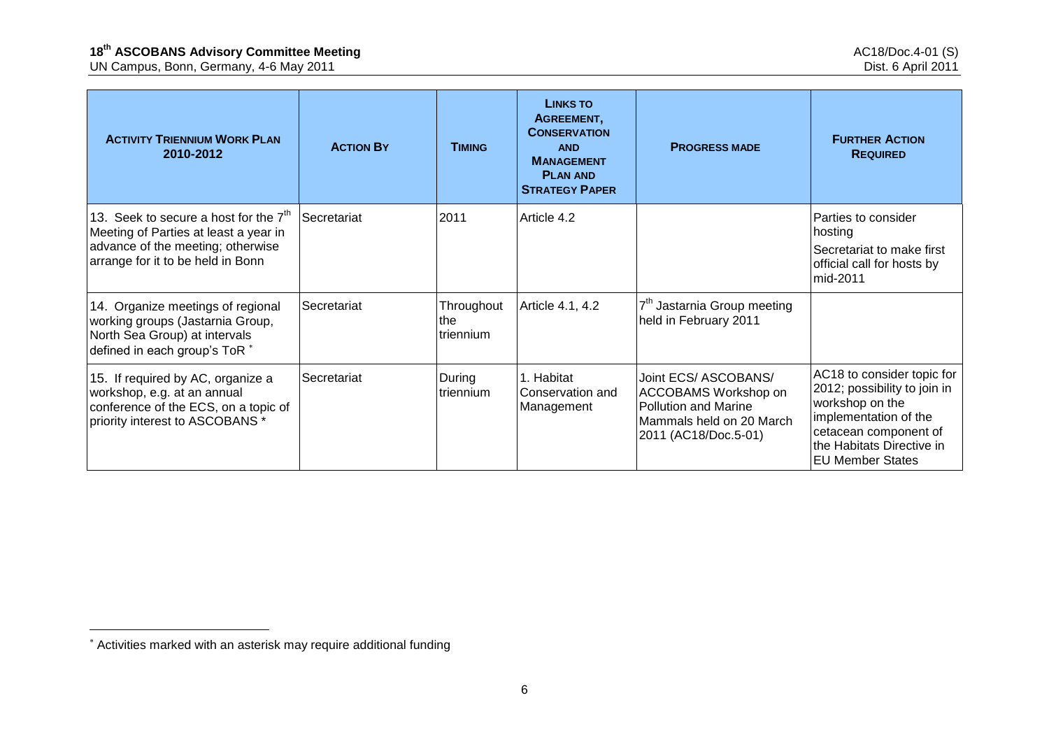| **Activity Triennium Work Plan 2010-2012** | **Action By** | **Timing** | **Links to Agreement, Conservation and Management Plan and Strategy Paper** | **Progress Made** | **Further Action Required** |
|---|---|---|---|---|---|
| 13. Seek to secure a host for the 7th Meeting of Parties at least a year in advance of the meeting; otherwise arrange for it to be held in Bonn | Secretariat | 2011 | Article 4.2 | | Parties to consider hosting<br>Secretariat to make first official call for hosts by mid-2011 |
| 14. Organize meetings of regional working groups (Jastarnia Group, North Sea Group) at intervals defined in each group's ToR * | Secretariat | Throughout the triennium | Article 4.1, 4.2 | 7th Jastarnia Group meeting held in February 2011 | |
| 15. If required by AC, organize a workshop, e.g. at an annual conference of the ECS, on a topic of priority interest to ASCOBANS * | Secretariat | During triennium | 1. Habitat Conservation and Management | Joint ECS/ ASCOBANS/ ACCOBAMS Workshop on Pollution and Marine Mammals held on 20 March 2011 (AC18/Doc.5-01) | AC18 to consider topic for 2012; possibility to join in workshop on the implementation of the cetacean component of the Habitats Directive in EU Member States |

* Activities marked with an asterisk may require additional funding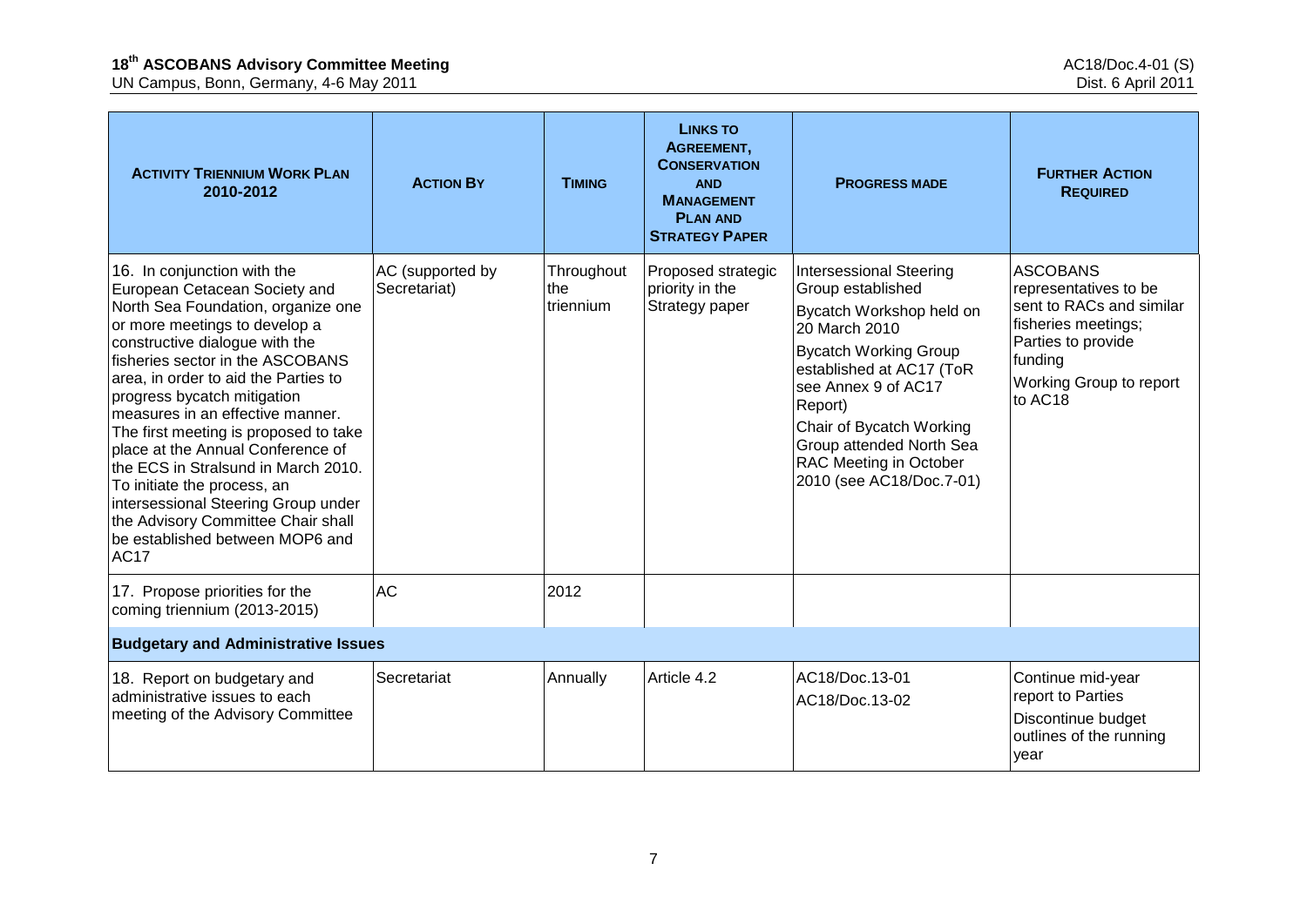| Activity Triennium Work Plan 2010-2012 | Action By | Timing | Links to Agreement, Conservation and Management Plan and Strategy Paper | Progress Made | Further Action Required |
|---|---|---|---|---|---|
| 16. In conjunction with the European Cetacean Society and North Sea Foundation, organize one or more meetings to develop a constructive dialogue with the fisheries sector in the ASCOBANS area, in order to aid the Parties to progress bycatch mitigation measures in an effective manner. The first meeting is proposed to take place at the Annual Conference of the ECS in Stralsund in March 2010. To initiate the process, an intersessional Steering Group under the Advisory Committee Chair shall be established between MOP6 and AC17 | AC (supported by Secretariat) | Throughout the triennium | Proposed strategic priority in the Strategy paper | Intersessional Steering Group established<br>Bycatch Workshop held on 20 March 2010<br>Bycatch Working Group established at AC17 (ToR see Annex 9 of AC17 Report)<br>Chair of Bycatch Working Group attended North Sea RAC Meeting in October 2010 (see AC18/Doc.7-01) | ASCOBANS representatives to be sent to RACs and similar fisheries meetings; Parties to provide funding<br>Working Group to report to AC18 |
| 17. Propose priorities for the coming triennium (2013-2015) | AC | 2012 | | | |
| **Budgetary and Administrative Issues** | | | | | |
| 18. Report on budgetary and administrative issues to each meeting of the Advisory Committee | Secretariat | Annually | Article 4.2 | AC18/Doc.13-01<br>AC18/Doc.13-02 | Continue mid-year report to Parties<br>Discontinue budget outlines of the running year |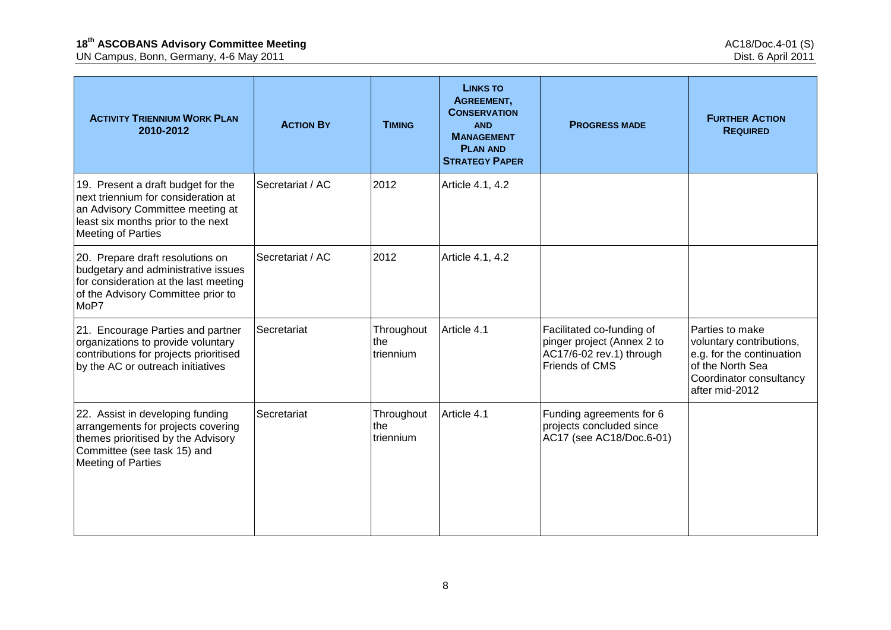| ACTIVITY TRIENNIUM WORK PLAN 2010-2012 | ACTION BY | TIMING | LINKS TO AGREEMENT, CONSERVATION AND MANAGEMENT PLAN AND STRATEGY PAPER | PROGRESS MADE | FURTHER ACTION REQUIRED |
|---|---|---|---|---|---|
| 19. Present a draft budget for the next triennium for consideration at an Advisory Committee meeting at least six months prior to the next Meeting of Parties | Secretariat / AC | 2012 | Article 4.1, 4.2 | | |
| 20. Prepare draft resolutions on budgetary and administrative issues for consideration at the last meeting of the Advisory Committee prior to MoP7 | Secretariat / AC | 2012 | Article 4.1, 4.2 | | |
| 21. Encourage Parties and partner organizations to provide voluntary contributions for projects prioritised by the AC or outreach initiatives | Secretariat | Throughout the triennium | Article 4.1 | Facilitated co-funding of pinger project (Annex 2 to AC17/6-02 rev.1) through Friends of CMS | Parties to make voluntary contributions, e.g. for the continuation of the North Sea Coordinator consultancy after mid-2012 |
| 22. Assist in developing funding arrangements for projects covering themes prioritised by the Advisory Committee (see task 15) and Meeting of Parties | Secretariat | Throughout the triennium | Article 4.1 | Funding agreements for 6 projects concluded since AC17 (see AC18/Doc.6-01) | |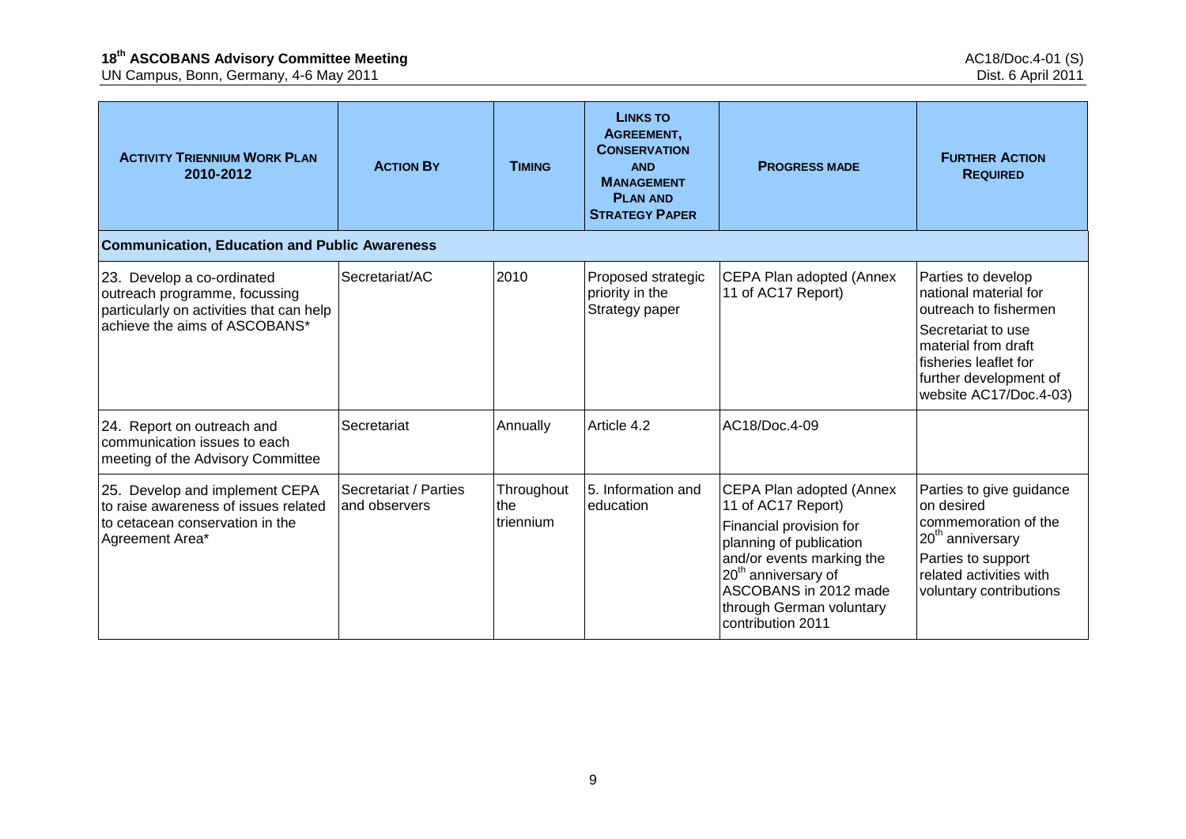| ACTIVITY TRIENNIUM WORK PLAN 2010-2012 | ACTION BY | TIMING | LINKS TO AGREEMENT, CONSERVATION AND MANAGEMENT PLAN AND STRATEGY PAPER | PROGRESS MADE | FURTHER ACTION REQUIRED |
|---|---|---|---|---|---|
| **Communication, Education and Public Awareness** | | | | | |
| 23. Develop a co-ordinated outreach programme, focussing particularly on activities that can help achieve the aims of ASCOBANS* | Secretariat/AC | 2010 | Proposed strategic priority in the Strategy paper | CEPA Plan adopted (Annex 11 of AC17 Report) | Parties to develop national material for outreach to fishermen<br>Secretariat to use material from draft fisheries leaflet for further development of website AC17/Doc.4-03) |
| 24. Report on outreach and communication issues to each meeting of the Advisory Committee | Secretariat | Annually | Article 4.2 | AC18/Doc.4-09 | |
| 25. Develop and implement CEPA to raise awareness of issues related to cetacean conservation in the Agreement Area* | Secretariat / Parties and observers | Throughout the triennium | 5. Information and education | CEPA Plan adopted (Annex 11 of AC17 Report)<br>Financial provision for planning of publication and/or events marking the 20th anniversary of ASCOBANS in 2012 made through German voluntary contribution 2011 | Parties to give guidance on desired commemoration of the 20th anniversary<br>Parties to support related activities with voluntary contributions |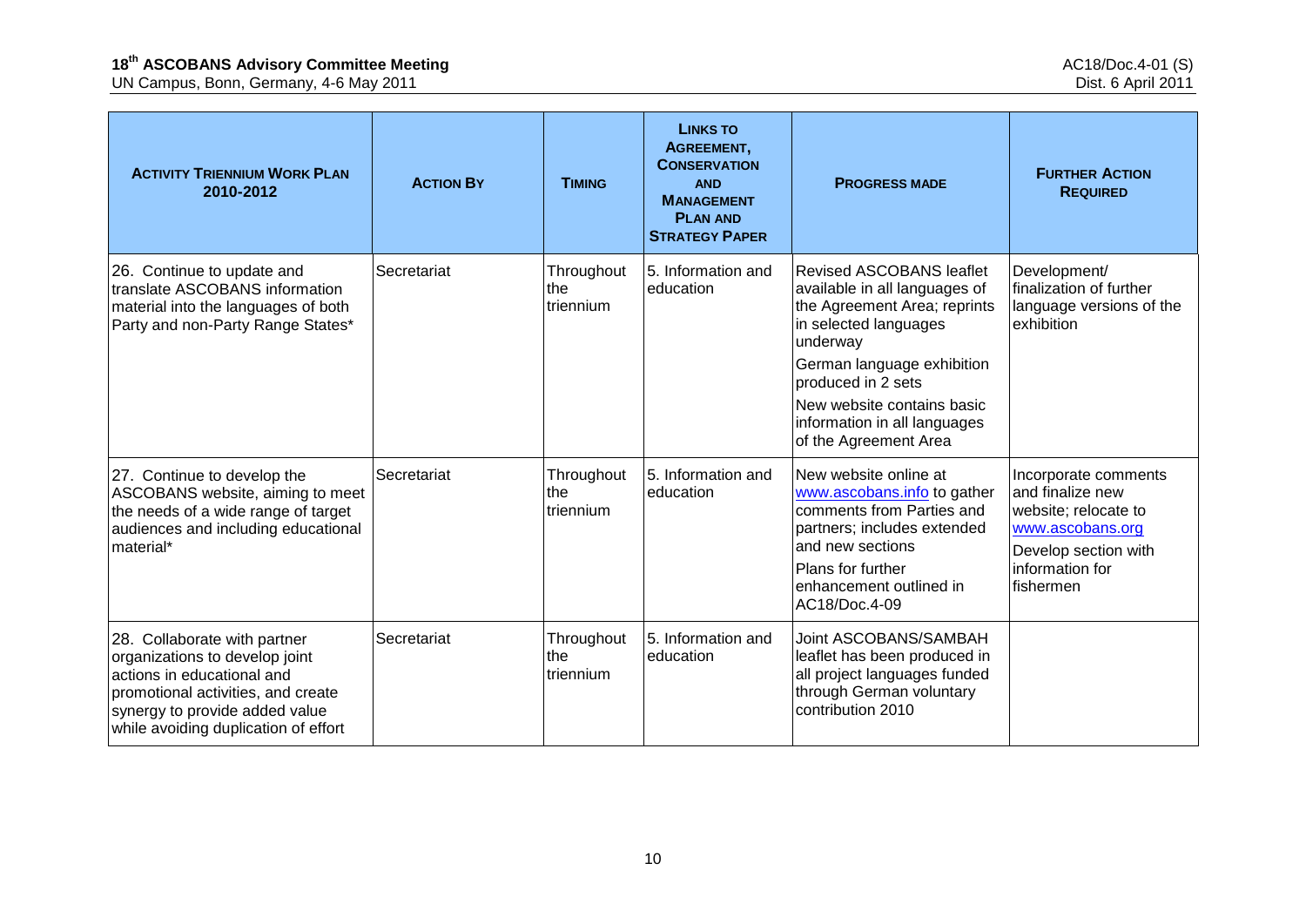| **Activity Triennium Work Plan 2010-2012** | **Action By** | **Timing** | **Links to Agreement, Conservation and Management Plan and Strategy Paper** | **Progress Made** | **Further Action Required** |
|---|---|---|---|---|---|
| 26. Continue to update and translate ASCOBANS information material into the languages of both Party and non-Party Range States* | Secretariat | Throughout the triennium | 5. Information and education | Revised ASCOBANS leaflet available in all languages of the Agreement Area; reprints in selected languages underway<br>German language exhibition produced in 2 sets<br>New website contains basic information in all languages of the Agreement Area | Development/ finalization of further language versions of the exhibition |
| 27. Continue to develop the ASCOBANS website, aiming to meet the needs of a wide range of target audiences and including educational material* | Secretariat | Throughout the triennium | 5. Information and education | New website online at www.ascobans.info to gather comments from Parties and partners; includes extended and new sections<br>Plans for further enhancement outlined in AC18/Doc.4-09 | Incorporate comments and finalize new website; relocate to www.ascobans.org<br>Develop section with information for fishermen |
| 28. Collaborate with partner organizations to develop joint actions in educational and promotional activities, and create synergy to provide added value while avoiding duplication of effort | Secretariat | Throughout the triennium | 5. Information and education | Joint ASCOBANS/SAMBAH leaflet has been produced in all project languages funded through German voluntary contribution 2010 | |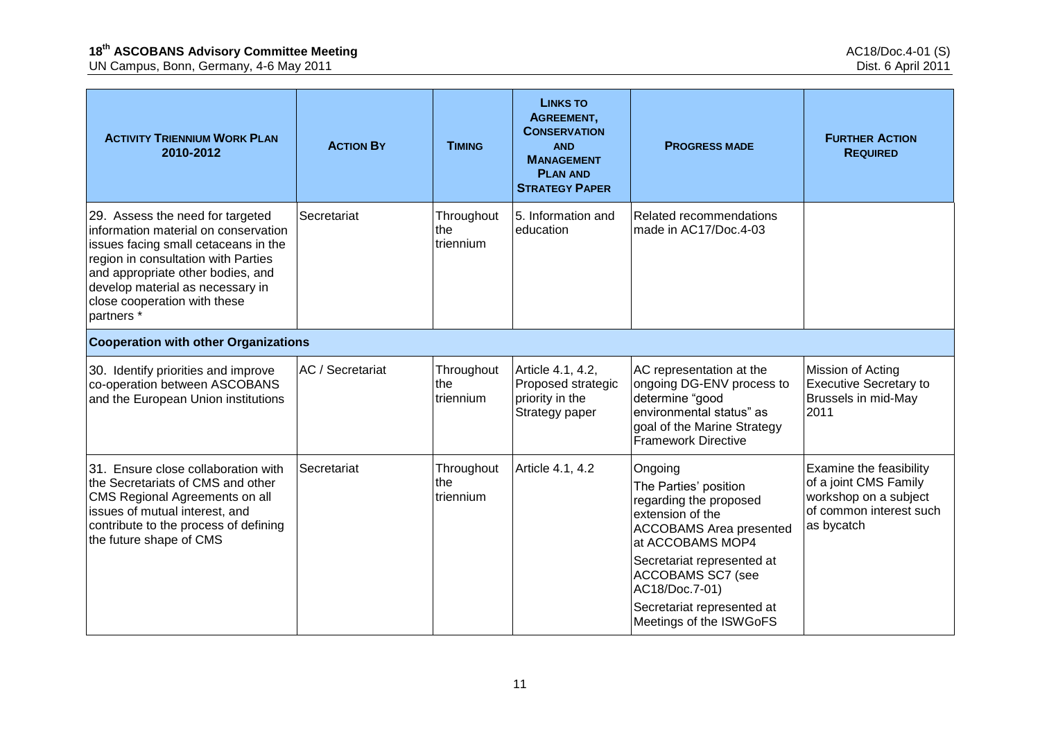| Activity Triennium Work Plan 2010-2012 | Action By | Timing | Links to Agreement, Conservation and Management Plan and Strategy Paper | Progress Made | Further Action Required |
|---|---|---|---|---|---|
| 29. Assess the need for targeted information material on conservation issues facing small cetaceans in the region in consultation with Parties and appropriate other bodies, and develop material as necessary in close cooperation with these partners * | Secretariat | Throughout the triennium | 5. Information and education | Related recommendations made in AC17/Doc.4-03 | |
| **Cooperation with other Organizations** | | | | | |
| 30. Identify priorities and improve co-operation between ASCOBANS and the European Union institutions | AC / Secretariat | Throughout the triennium | Article 4.1, 4.2, Proposed strategic priority in the Strategy paper | AC representation at the ongoing DG-ENV process to determine "good environmental status" as goal of the Marine Strategy Framework Directive | Mission of Acting Executive Secretary to Brussels in mid-May 2011 |
| 31. Ensure close collaboration with the Secretariats of CMS and other CMS Regional Agreements on all issues of mutual interest, and contribute to the process of defining the future shape of CMS | Secretariat | Throughout the triennium | Article 4.1, 4.2 | Ongoing<br>The Parties' position regarding the proposed extension of the ACCOBAMS Area presented at ACCOBAMS MOP4<br>Secretariat represented at ACCOBAMS SC7 (see AC18/Doc.7-01)<br>Secretariat represented at Meetings of the ISWGoFS | Examine the feasibility of a joint CMS Family workshop on a subject of common interest such as bycatch |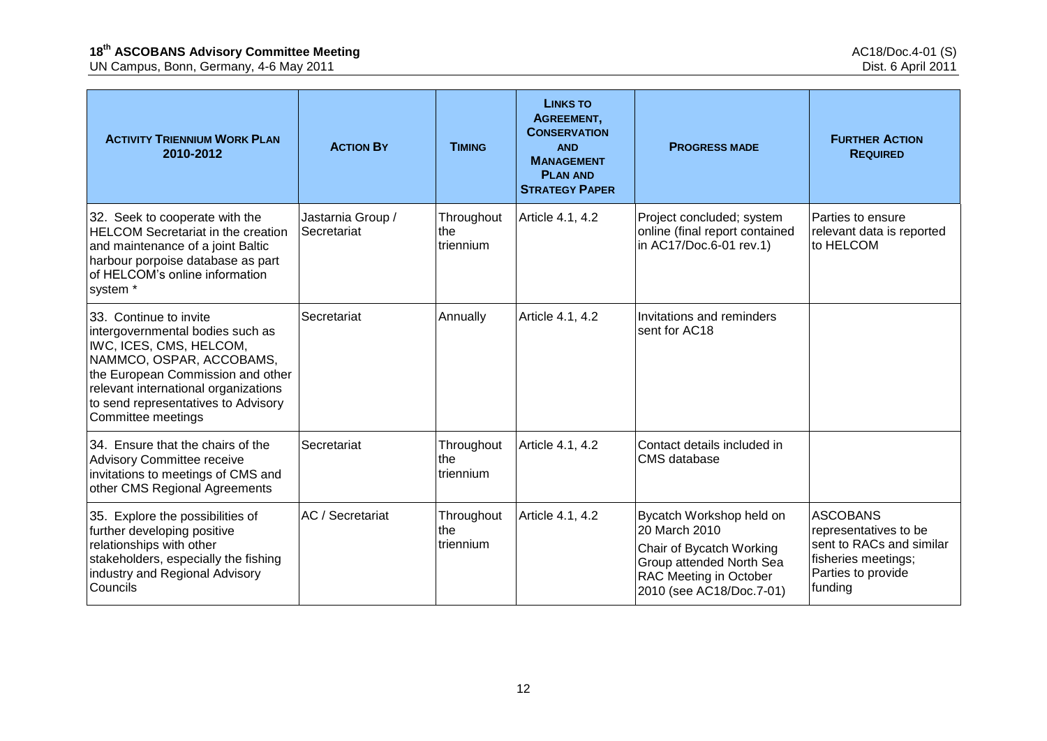| Activity Triennium Work Plan 2010-2012 | Action By | Timing | Links to Agreement, Conservation and Management Plan and Strategy Paper | Progress Made | Further Action Required |
|---|---|---|---|---|---|
| 32. Seek to cooperate with the HELCOM Secretariat in the creation and maintenance of a joint Baltic harbour porpoise database as part of HELCOM's online information system * | Jastarnia Group / Secretariat | Throughout the triennium | Article 4.1, 4.2 | Project concluded; system online (final report contained in AC17/Doc.6-01 rev.1) | Parties to ensure relevant data is reported to HELCOM |
| 33. Continue to invite intergovernmental bodies such as IWC, ICES, CMS, HELCOM, NAMMCO, OSPAR, ACCOBAMS, the European Commission and other relevant international organizations to send representatives to Advisory Committee meetings | Secretariat | Annually | Article 4.1, 4.2 | Invitations and reminders sent for AC18 | |
| 34. Ensure that the chairs of the Advisory Committee receive invitations to meetings of CMS and other CMS Regional Agreements | Secretariat | Throughout the triennium | Article 4.1, 4.2 | Contact details included in CMS database | |
| 35. Explore the possibilities of further developing positive relationships with other stakeholders, especially the fishing industry and Regional Advisory Councils | AC / Secretariat | Throughout the triennium | Article 4.1, 4.2 | Bycatch Workshop held on 20 March 2010<br>Chair of Bycatch Working Group attended North Sea RAC Meeting in October 2010 (see AC18/Doc.7-01) | ASCOBANS representatives to be sent to RACs and similar fisheries meetings; Parties to provide funding |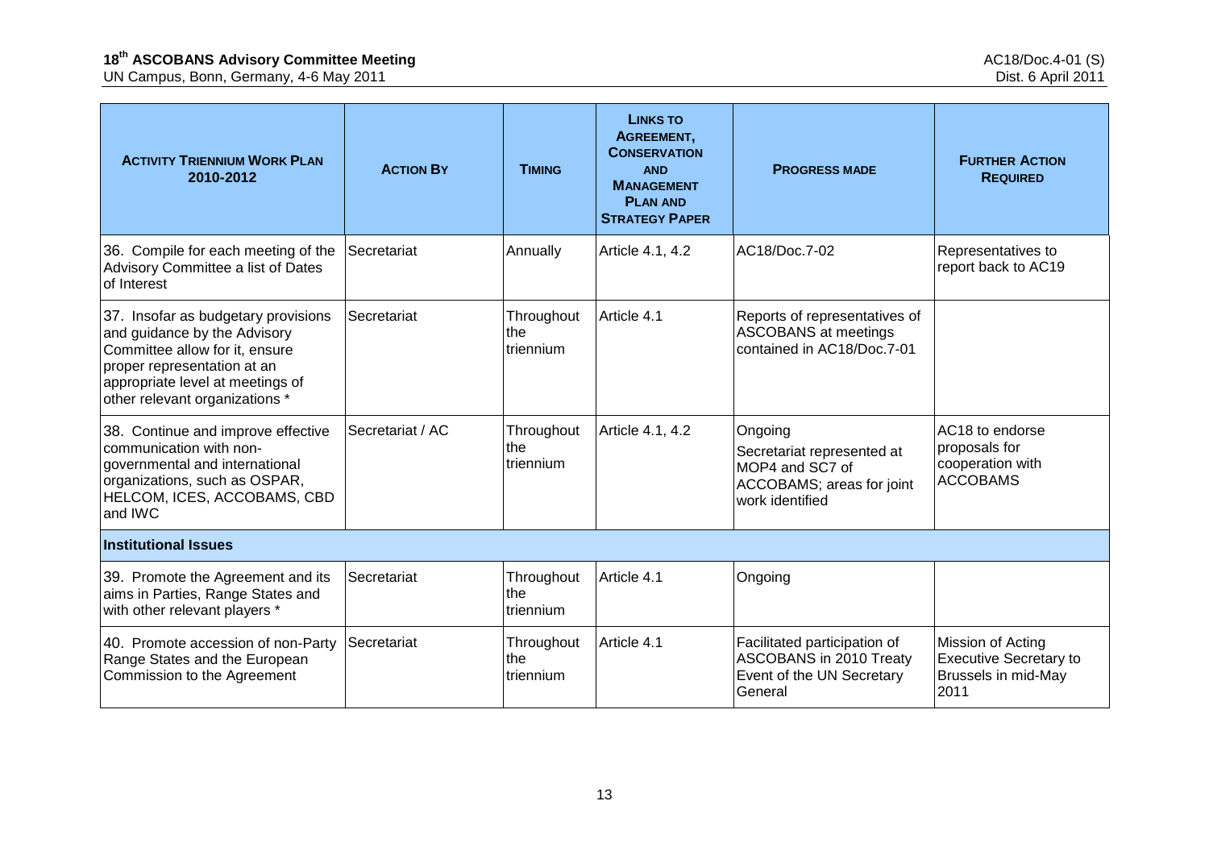| Activity Triennium Work Plan 2010-2012 | Action By | Timing | Links to Agreement, Conservation and Management Plan and Strategy Paper | Progress Made | Further Action Required |
|---|---|---|---|---|---|
| 36. Compile for each meeting of the Advisory Committee a list of Dates of Interest | Secretariat | Annually | Article 4.1, 4.2 | AC18/Doc.7-02 | Representatives to report back to AC19 |
| 37. Insofar as budgetary provisions and guidance by the Advisory Committee allow for it, ensure proper representation at an appropriate level at meetings of other relevant organizations * | Secretariat | Throughout the triennium | Article 4.1 | Reports of representatives of ASCOBANS at meetings contained in AC18/Doc.7-01 | |
| 38. Continue and improve effective communication with non-governmental and international organizations, such as OSPAR, HELCOM, ICES, ACCOBAMS, CBD and IWC | Secretariat / AC | Throughout the triennium | Article 4.1, 4.2 | Ongoing<br>Secretariat represented at MOP4 and SC7 of ACCOBAMS; areas for joint work identified | AC18 to endorse proposals for cooperation with ACCOBAMS |
| **Institutional Issues** | | | | | |
| 39. Promote the Agreement and its aims in Parties, Range States and with other relevant players * | Secretariat | Throughout the triennium | Article 4.1 | Ongoing | |
| 40. Promote accession of non-Party Range States and the European Commission to the Agreement | Secretariat | Throughout the triennium | Article 4.1 | Facilitated participation of ASCOBANS in 2010 Treaty Event of the UN Secretary General | Mission of Acting Executive Secretary to Brussels in mid-May 2011 |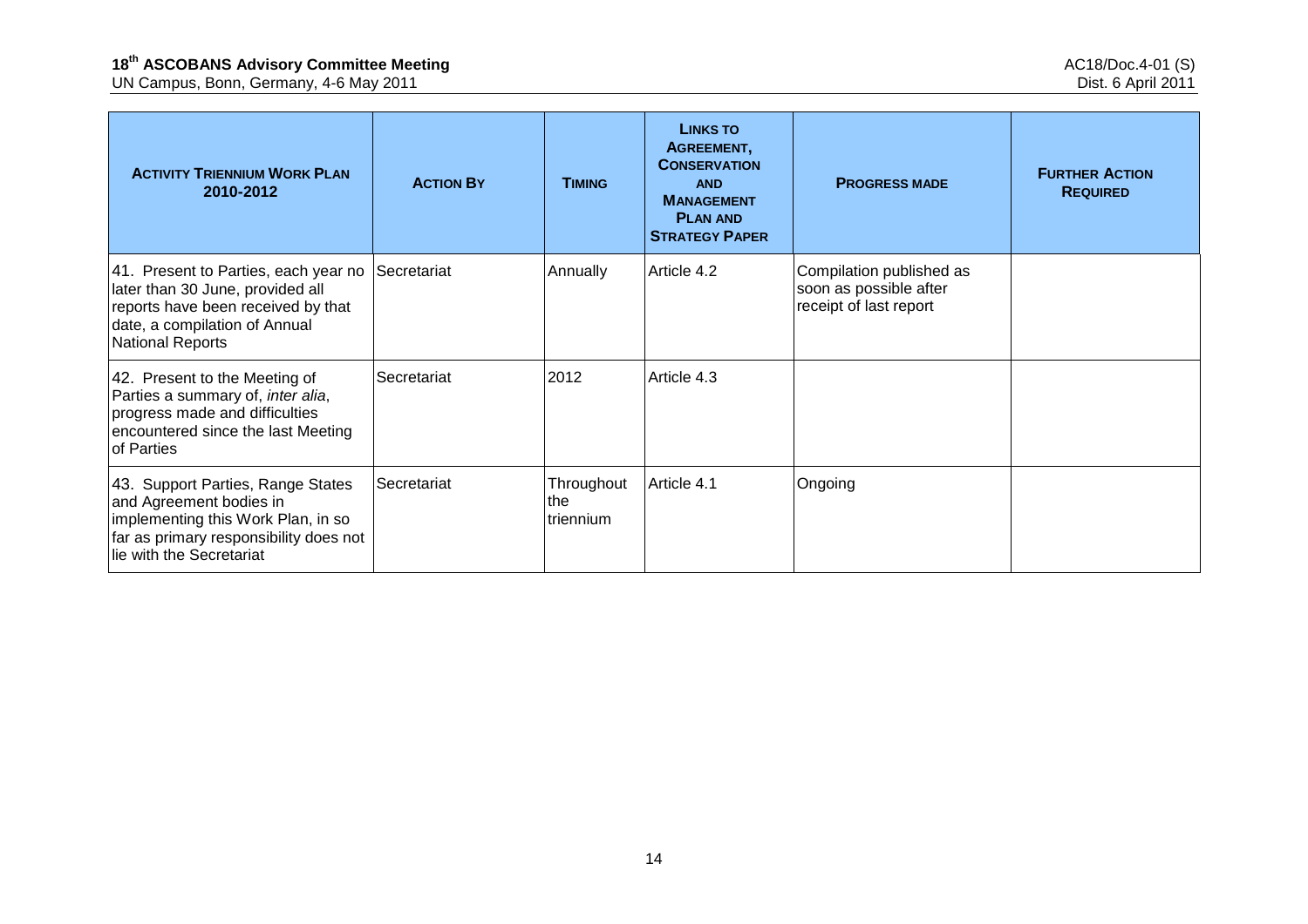| ACTIVITY TRIENNIUM WORK PLAN 2010-2012 | ACTION BY | TIMING | LINKS TO AGREEMENT, CONSERVATION AND MANAGEMENT PLAN AND STRATEGY PAPER | PROGRESS MADE | FURTHER ACTION REQUIRED |
|---|---|---|---|---|---|
| 41. Present to Parties, each year no later than 30 June, provided all reports have been received by that date, a compilation of Annual National Reports | Secretariat | Annually | Article 4.2 | Compilation published as soon as possible after receipt of last report | |
| 42. Present to the Meeting of Parties a summary of, *inter alia*, progress made and difficulties encountered since the last Meeting of Parties | Secretariat | 2012 | Article 4.3 | | |
| 43. Support Parties, Range States and Agreement bodies in implementing this Work Plan, in so far as primary responsibility does not lie with the Secretariat | Secretariat | Throughout the triennium | Article 4.1 | Ongoing | |